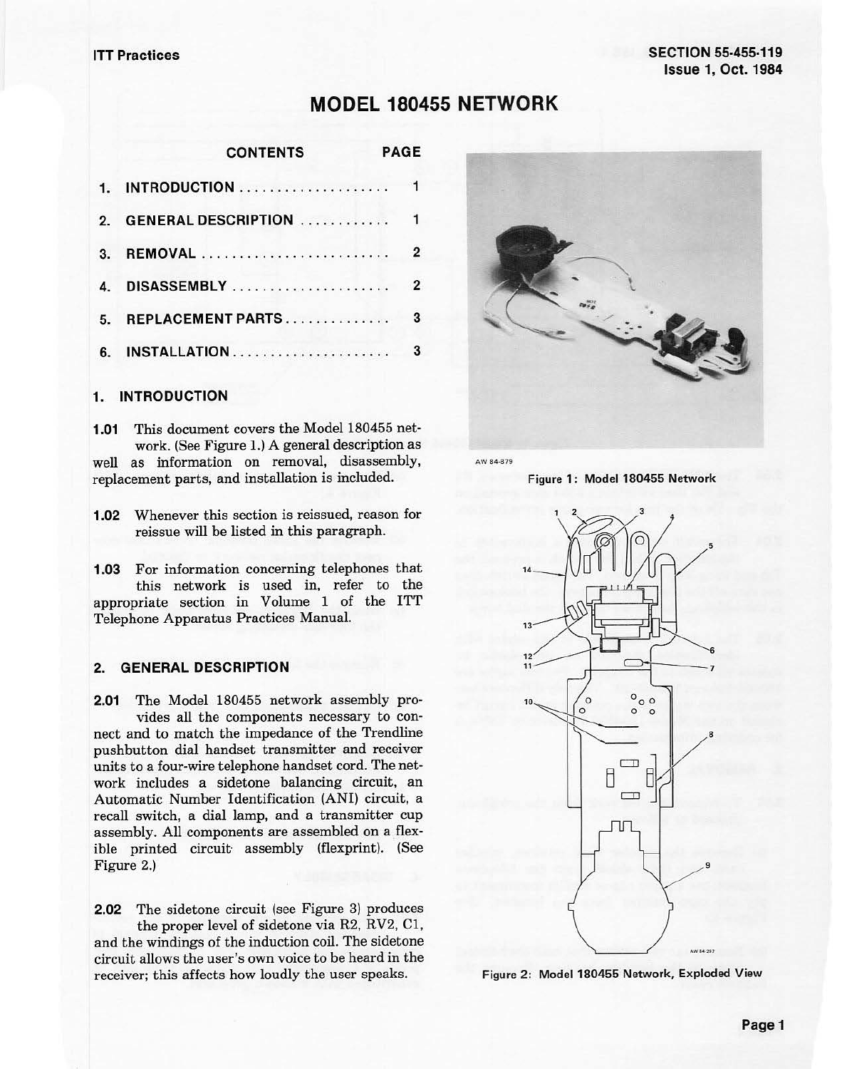ITT Practices

SECTION 55-455-119
Issue 1, Oct. 1984

# MODEL 180455 NETWORK

| CONTENTS | PAGE |
|---|---|
| 1. INTRODUCTION | 1 |
| 2. GENERAL DESCRIPTION | 1 |
| 3. REMOVAL | 2 |
| 4. DISASSEMBLY | 2 |
| 5. REPLACEMENT PARTS | 3 |
| 6. INSTALLATION | 3 |

## 1. INTRODUCTION

**1.01** This document covers the Model 180455 network. (See Figure 1.) A general description as well as information on removal, disassembly, replacement parts, and installation is included.

**1.02** Whenever this section is reissued, reason for reissue will be listed in this paragraph.

**1.03** For information concerning telephones that this network is used in, refer to the appropriate section in Volume 1 of the ITT Telephone Apparatus Practices Manual.

## 2. GENERAL DESCRIPTION

**2.01** The Model 180455 network assembly provides all the components necessary to connect and to match the impedance of the Trendline pushbutton dial handset transmitter and receiver units to a four-wire telephone handset cord. The network includes a sidetone balancing circuit, an Automatic Number Identification (ANI) circuit, a recall switch, a dial lamp, and a transmitter cup assembly. All components are assembled on a flexible printed circuit assembly (flexprint). (See Figure 2.)

**2.02** The sidetone circuit (see Figure 3) produces the proper level of sidetone via R2, RV2, C1, and the windings of the induction coil. The sidetone circuit allows the user's own voice to be heard in the receiver; this affects how loudly the user speaks.

AW 84-879

Figure 1: Model 180455 Network

AW 84-297

Figure 2: Model 180455 Network, Exploded View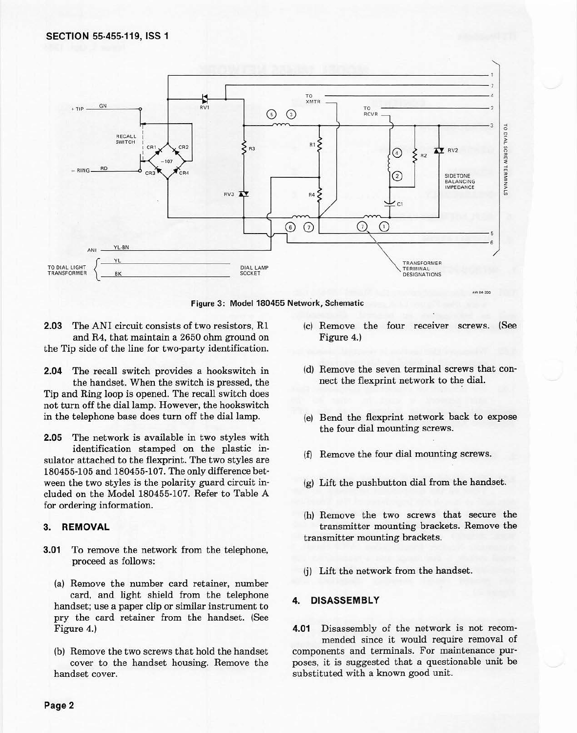Figure 3: Model 180455 Network, Schematic

**2.03** The ANI circuit consists of two resistors, R1 and R4, that maintain a 2650 ohm ground on the Tip side of the line for two-party identification.

**2.04** The recall switch provides a hookswitch in the handset. When the switch is pressed, the Tip and Ring loop is opened. The recall switch does not turn off the dial lamp. However, the hookswitch in the telephone base does turn off the dial lamp.

**2.05** The network is available in two styles with identification stamped on the plastic insulator attached to the flexprint. The two styles are 180455-105 and 180455-107. The only difference between the two styles is the polarity guard circuit included on the Model 180455-107. Refer to Table A for ordering information.

## 3. REMOVAL

**3.01** To remove the network from the telephone, proceed as follows:

(a) Remove the number card retainer, number card, and light shield from the telephone handset; use a paper clip or similar instrument to pry the card retainer from the handset. (See Figure 4.)

(b) Remove the two screws that hold the handset cover to the handset housing. Remove the handset cover.

(c) Remove the four receiver screws. (See Figure 4.)

(d) Remove the seven terminal screws that connect the flexprint network to the dial.

(e) Bend the flexprint network back to expose the four dial mounting screws.

(f) Remove the four dial mounting screws.

(g) Lift the pushbutton dial from the handset.

(h) Remove the two screws that secure the transmitter mounting brackets. Remove the transmitter mounting brackets.

(j) Lift the network from the handset.

## 4. DISASSEMBLY

**4.01** Disassembly of the network is not recommended since it would require removal of components and terminals. For maintenance purposes, it is suggested that a questionable unit be substituted with a known good unit.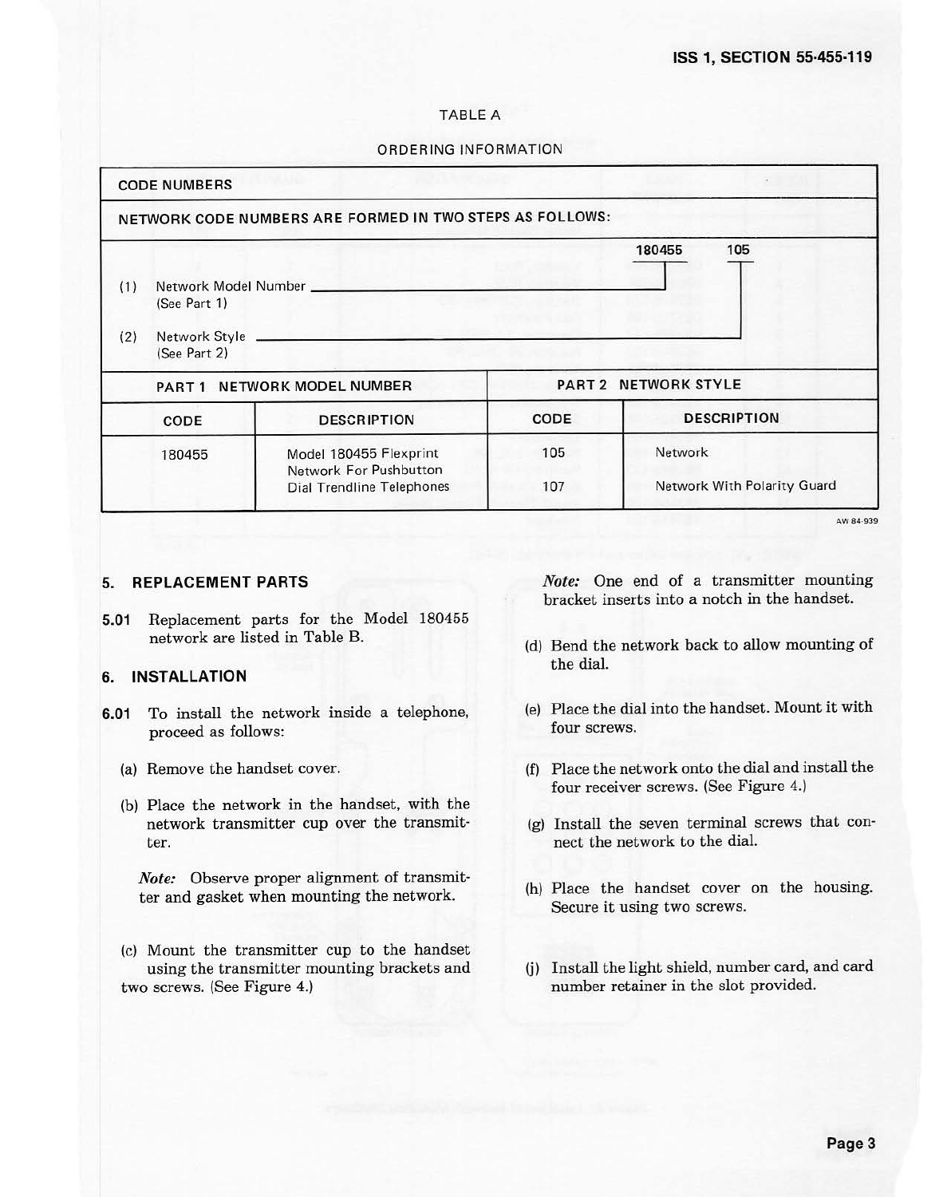TABLE A

ORDERING INFORMATION

| CODE NUMBERS | | | |
|---|---|---|---|
| NETWORK CODE NUMBERS ARE FORMED IN TWO STEPS AS FOLLOWS: | | | |
| (1) Network Model Number (See Part 1) — 180455 | | | |
| (2) Network Style (See Part 2) — 105 | | | |
| PART 1 NETWORK MODEL NUMBER | | PART 2 NETWORK STYLE | |
| CODE | DESCRIPTION | CODE | DESCRIPTION |
| 180455 | Model 180455 Flexprint Network For Pushbutton Dial Trendline Telephones | 105 | Network |
| | | 107 | Network With Polarity Guard |

AW 84-939

## 5. REPLACEMENT PARTS

**5.01** Replacement parts for the Model 180455 network are listed in Table B.

## 6. INSTALLATION

**6.01** To install the network inside a telephone, proceed as follows:

(a) Remove the handset cover.

(b) Place the network in the handset, with the network transmitter cup over the transmitter.

*Note:* Observe proper alignment of transmitter and gasket when mounting the network.

(c) Mount the transmitter cup to the handset using the transmitter mounting brackets and two screws. (See Figure 4.)

*Note:* One end of a transmitter mounting bracket inserts into a notch in the handset.

(d) Bend the network back to allow mounting of the dial.

(e) Place the dial into the handset. Mount it with four screws.

(f) Place the network onto the dial and install the four receiver screws. (See Figure 4.)

(g) Install the seven terminal screws that connect the network to the dial.

(h) Place the handset cover on the housing. Secure it using two screws.

(j) Install the light shield, number card, and card number retainer in the slot provided.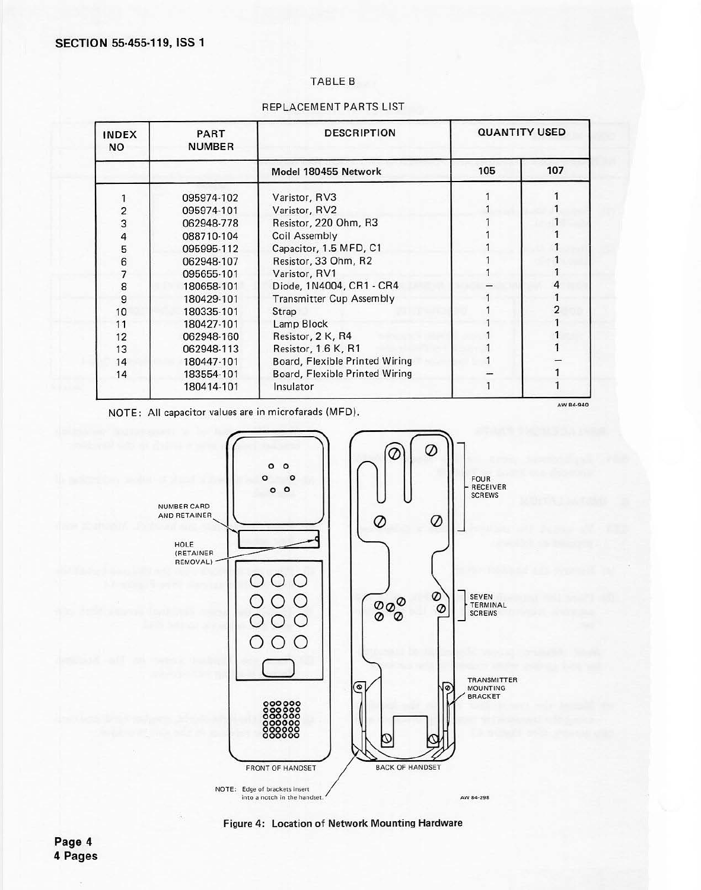TABLE B

REPLACEMENT PARTS LIST

| INDEX NO | PART NUMBER | DESCRIPTION | QUANTITY USED | |
|---|---|---|---|---|
| | | **Model 180455 Network** | **105** | **107** |
| 1 | 095974-102 | Varistor, RV3 | 1 | 1 |
| 2 | 095974-101 | Varistor, RV2 | 1 | 1 |
| 3 | 062948-778 | Resistor, 220 Ohm, R3 | 1 | 1 |
| 4 | 088710-104 | Coil Assembly | 1 | 1 |
| 5 | 095995-112 | Capacitor, 1.5 MFD, C1 | 1 | 1 |
| 6 | 062948-107 | Resistor, 33 Ohm, R2 | 1 | 1 |
| 7 | 095655-101 | Varistor, RV1 | 1 | 1 |
| 8 | 180658-101 | Diode, 1N4004, CR1 - CR4 | — | 4 |
| 9 | 180429-101 | Transmitter Cup Assembly | 1 | 1 |
| 10 | 180335-101 | Strap | 1 | 2 |
| 11 | 180427-101 | Lamp Block | 1 | 1 |
| 12 | 062948-160 | Resistor, 2 K, R4 | 1 | 1 |
| 13 | 062948-113 | Resistor, 1.6 K, R1 | 1 | 1 |
| 14 | 180447-101 | Board, Flexible Printed Wiring | 1 | — |
| 14 | 183554-101 | Board, Flexible Printed Wiring | — | 1 |
| | 180414-101 | Insulator | 1 | 1 |

AW 84-940

NOTE: All capacitor values are in microfarads (MFD).

NUMBER CARD AND RETAINER

HOLE (RETAINER REMOVAL)

FRONT OF HANDSET

FOUR RECEIVER SCREWS

SEVEN TERMINAL SCREWS

TRANSMITTER MOUNTING BRACKET

BACK OF HANDSET

NOTE: Edge of brackets insert into a notch in the handset.

AW 84-298

**Figure 4: Location of Network Mounting Hardware**